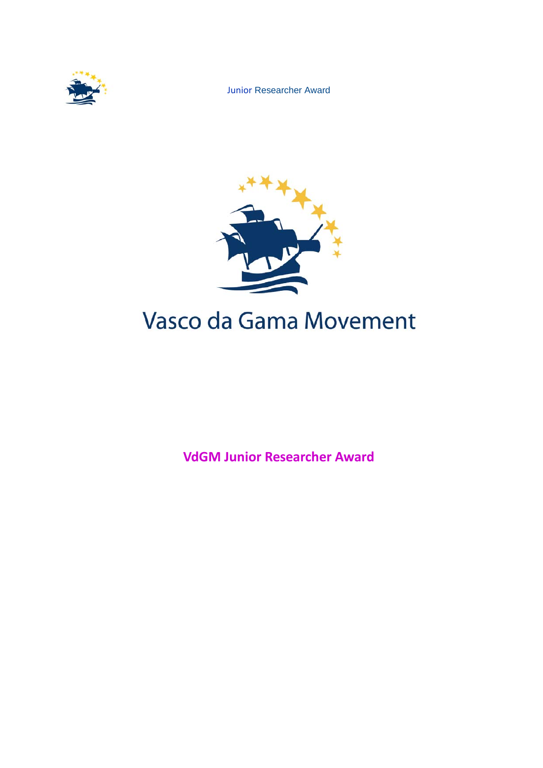# Vasco da Gama Movement

## VdGM Junior Researcher Award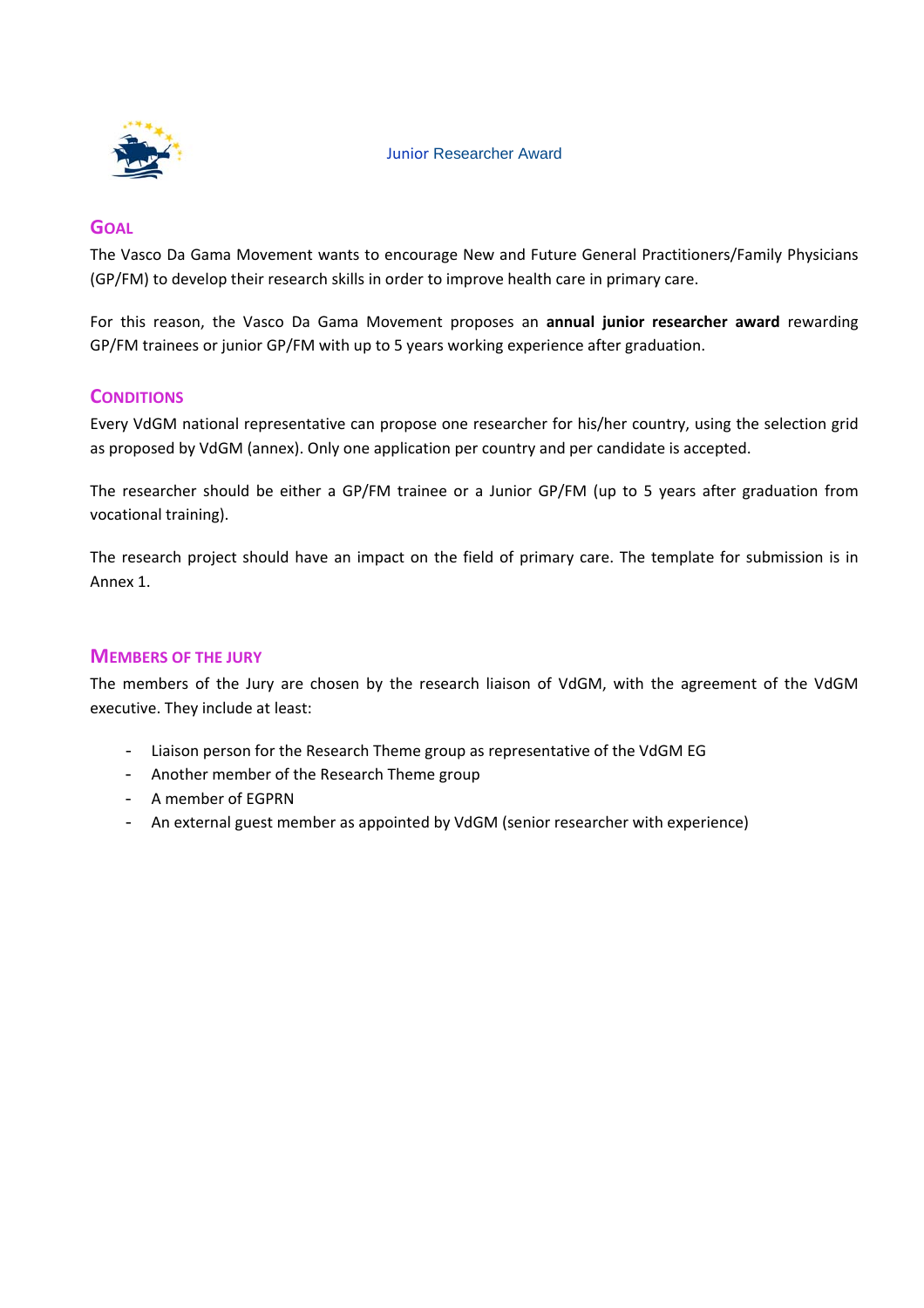Junior Researcher Award

## Goal

The Vasco Da Gama Movement wants to encourage New and Future General Practitioners/Family Physicians (GP/FM) to develop their research skills in order to improve health care in primary care.

For this reason, the Vasco Da Gama Movement proposes an **annual junior researcher award** rewarding GP/FM trainees or junior GP/FM with up to 5 years working experience after graduation.

## Conditions

Every VdGM national representative can propose one researcher for his/her country, using the selection grid as proposed by VdGM (annex). Only one application per country and per candidate is accepted.

The researcher should be either a GP/FM trainee or a Junior GP/FM (up to 5 years after graduation from vocational training).

The research project should have an impact on the field of primary care. The template for submission is in Annex 1.

## Members of the Jury

The members of the Jury are chosen by the research liaison of VdGM, with the agreement of the VdGM executive. They include at least:

- Liaison person for the Research Theme group as representative of the VdGM EG
- Another member of the Research Theme group
- A member of EGPRN
- An external guest member as appointed by VdGM (senior researcher with experience)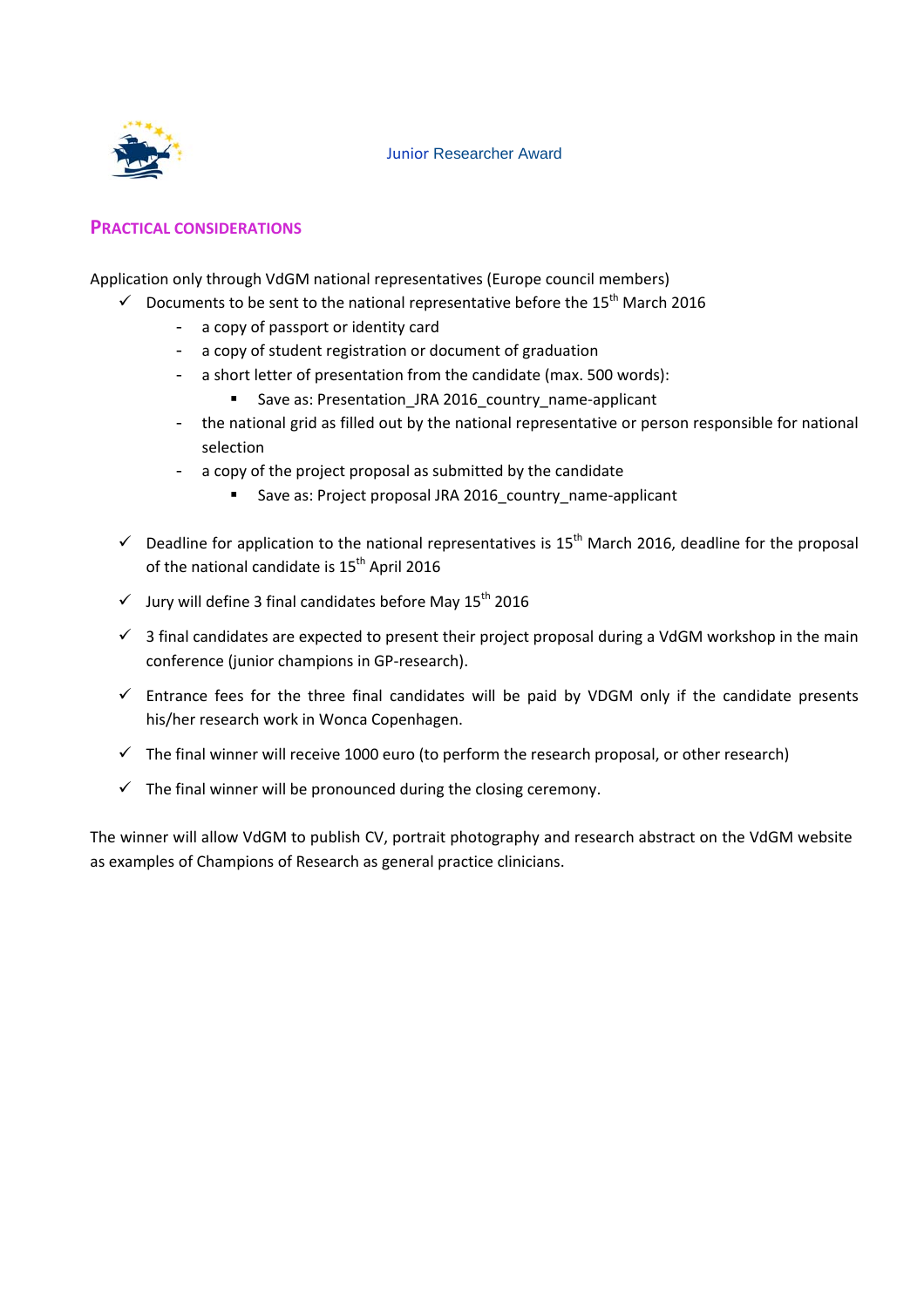Junior Researcher Award

## Practical considerations

Application only through VdGM national representatives (Europe council members)

- ✓ Documents to be sent to the national representative before the 15th March 2016
  - a copy of passport or identity card
  - a copy of student registration or document of graduation
  - a short letter of presentation from the candidate (max. 500 words):
    - Save as: Presentation_JRA 2016_country_name-applicant
  - the national grid as filled out by the national representative or person responsible for national selection
  - a copy of the project proposal as submitted by the candidate
    - Save as: Project proposal JRA 2016_country_name-applicant

- ✓ Deadline for application to the national representatives is 15th March 2016, deadline for the proposal of the national candidate is 15th April 2016
- ✓ Jury will define 3 final candidates before May 15th 2016
- ✓ 3 final candidates are expected to present their project proposal during a VdGM workshop in the main conference (junior champions in GP-research).
- ✓ Entrance fees for the three final candidates will be paid by VDGM only if the candidate presents his/her research work in Wonca Copenhagen.
- ✓ The final winner will receive 1000 euro (to perform the research proposal, or other research)
- ✓ The final winner will be pronounced during the closing ceremony.

The winner will allow VdGM to publish CV, portrait photography and research abstract on the VdGM website as examples of Champions of Research as general practice clinicians.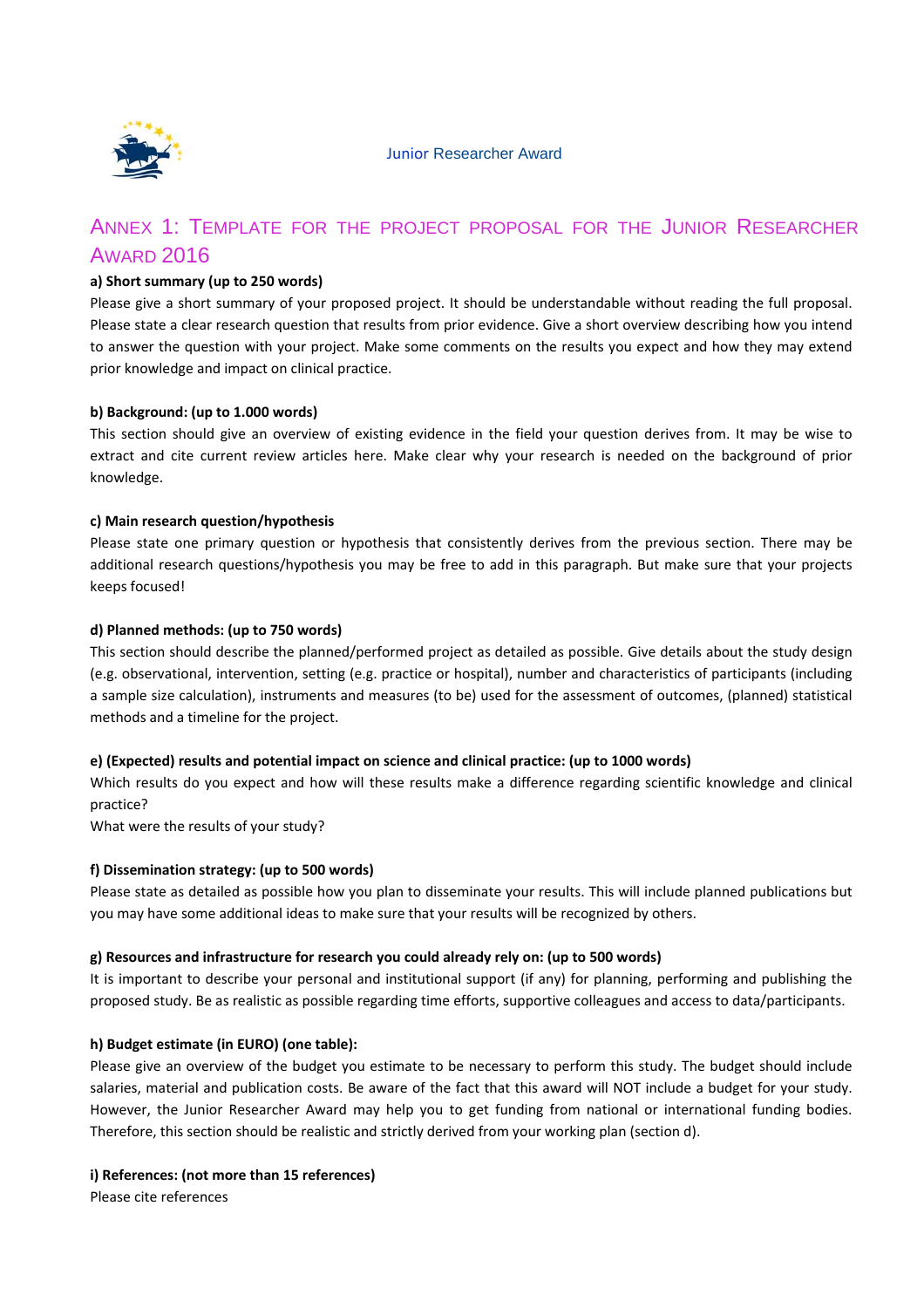Junior Researcher Award

## Annex 1: Template for the project proposal for the Junior Researcher Award 2016

**a) Short summary (up to 250 words)**

Please give a short summary of your proposed project. It should be understandable without reading the full proposal. Please state a clear research question that results from prior evidence. Give a short overview describing how you intend to answer the question with your project. Make some comments on the results you expect and how they may extend prior knowledge and impact on clinical practice.

**b) Background: (up to 1.000 words)**

This section should give an overview of existing evidence in the field your question derives from. It may be wise to extract and cite current review articles here. Make clear why your research is needed on the background of prior knowledge.

**c) Main research question/hypothesis**

Please state one primary question or hypothesis that consistently derives from the previous section. There may be additional research questions/hypothesis you may be free to add in this paragraph. But make sure that your projects keeps focused!

**d) Planned methods: (up to 750 words)**

This section should describe the planned/performed project as detailed as possible. Give details about the study design (e.g. observational, intervention, setting (e.g. practice or hospital), number and characteristics of participants (including a sample size calculation), instruments and measures (to be) used for the assessment of outcomes, (planned) statistical methods and a timeline for the project.

**e) (Expected) results and potential impact on science and clinical practice: (up to 1000 words)**

Which results do you expect and how will these results make a difference regarding scientific knowledge and clinical practice?

What were the results of your study?

**f) Dissemination strategy: (up to 500 words)**

Please state as detailed as possible how you plan to disseminate your results. This will include planned publications but you may have some additional ideas to make sure that your results will be recognized by others.

**g) Resources and infrastructure for research you could already rely on: (up to 500 words)**

It is important to describe your personal and institutional support (if any) for planning, performing and publishing the proposed study. Be as realistic as possible regarding time efforts, supportive colleagues and access to data/participants.

**h) Budget estimate (in EURO) (one table):**

Please give an overview of the budget you estimate to be necessary to perform this study. The budget should include salaries, material and publication costs. Be aware of the fact that this award will NOT include a budget for your study. However, the Junior Researcher Award may help you to get funding from national or international funding bodies. Therefore, this section should be realistic and strictly derived from your working plan (section d).

**i) References: (not more than 15 references)**

Please cite references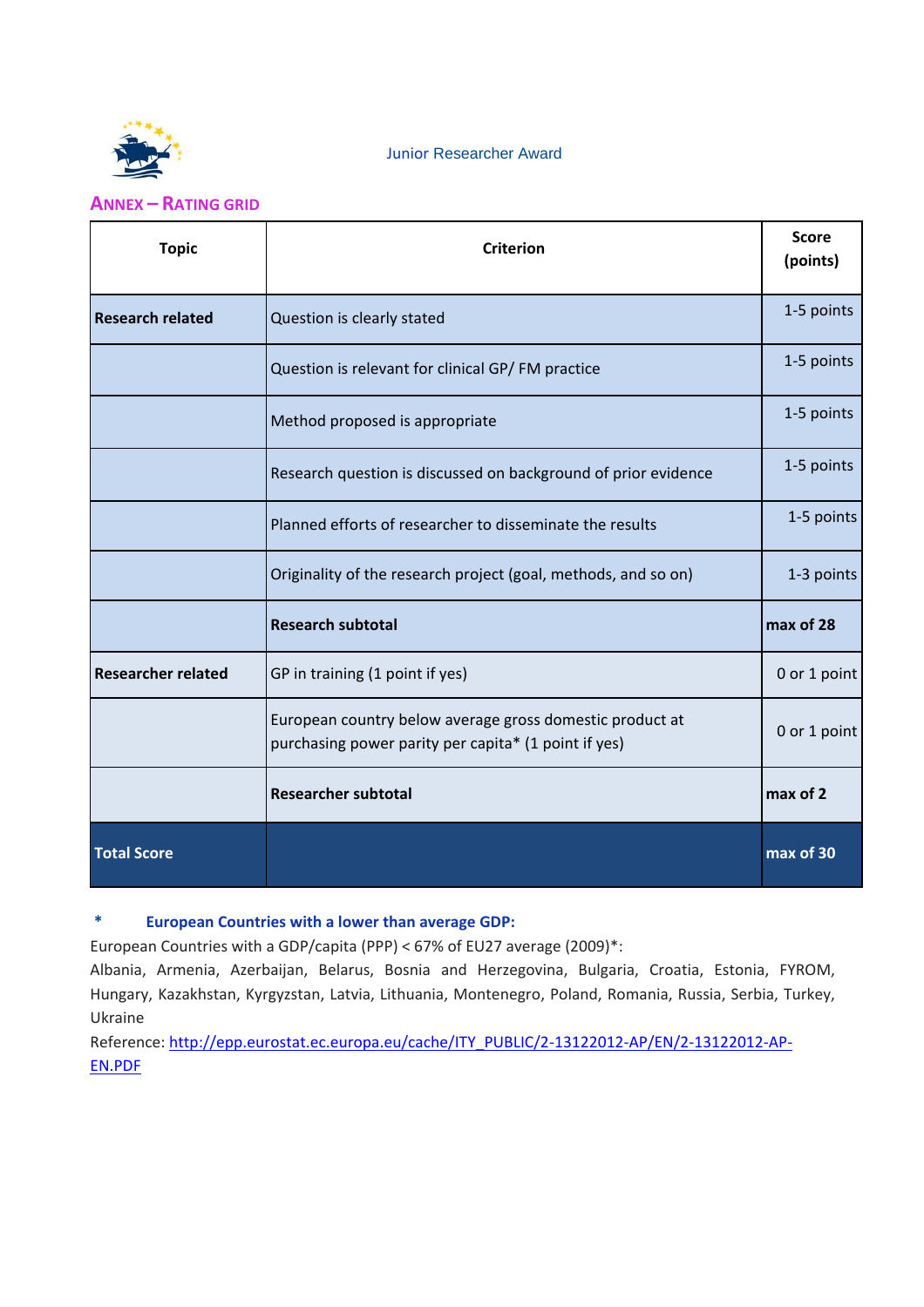Junior Researcher Award

## ANNEX – RATING GRID

| Topic | Criterion | Score (points) |
|---|---|---|
| **Research related** | Question is clearly stated | 1-5 points |
| | Question is relevant for clinical GP/ FM practice | 1-5 points |
| | Method proposed is appropriate | 1-5 points |
| | Research question is discussed on background of prior evidence | 1-5 points |
| | Planned efforts of researcher to disseminate the results | 1-5 points |
| | Originality of the research project (goal, methods, and so on) | 1-3 points |
| | **Research subtotal** | **max of 28** |
| **Researcher related** | GP in training (1 point if yes) | 0 or 1 point |
| | European country below average gross domestic product at purchasing power parity per capita* (1 point if yes) | 0 or 1 point |
| | **Researcher subtotal** | **max of 2** |
| **Total Score** | | **max of 30** |

**\* European Countries with a lower than average GDP:**

European Countries with a GDP/capita (PPP) < 67% of EU27 average (2009)*:

Albania, Armenia, Azerbaijan, Belarus, Bosnia and Herzegovina, Bulgaria, Croatia, Estonia, FYROM, Hungary, Kazakhstan, Kyrgyzstan, Latvia, Lithuania, Montenegro, Poland, Romania, Russia, Serbia, Turkey, Ukraine

Reference: http://epp.eurostat.ec.europa.eu/cache/ITY_PUBLIC/2-13122012-AP/EN/2-13122012-AP-EN.PDF